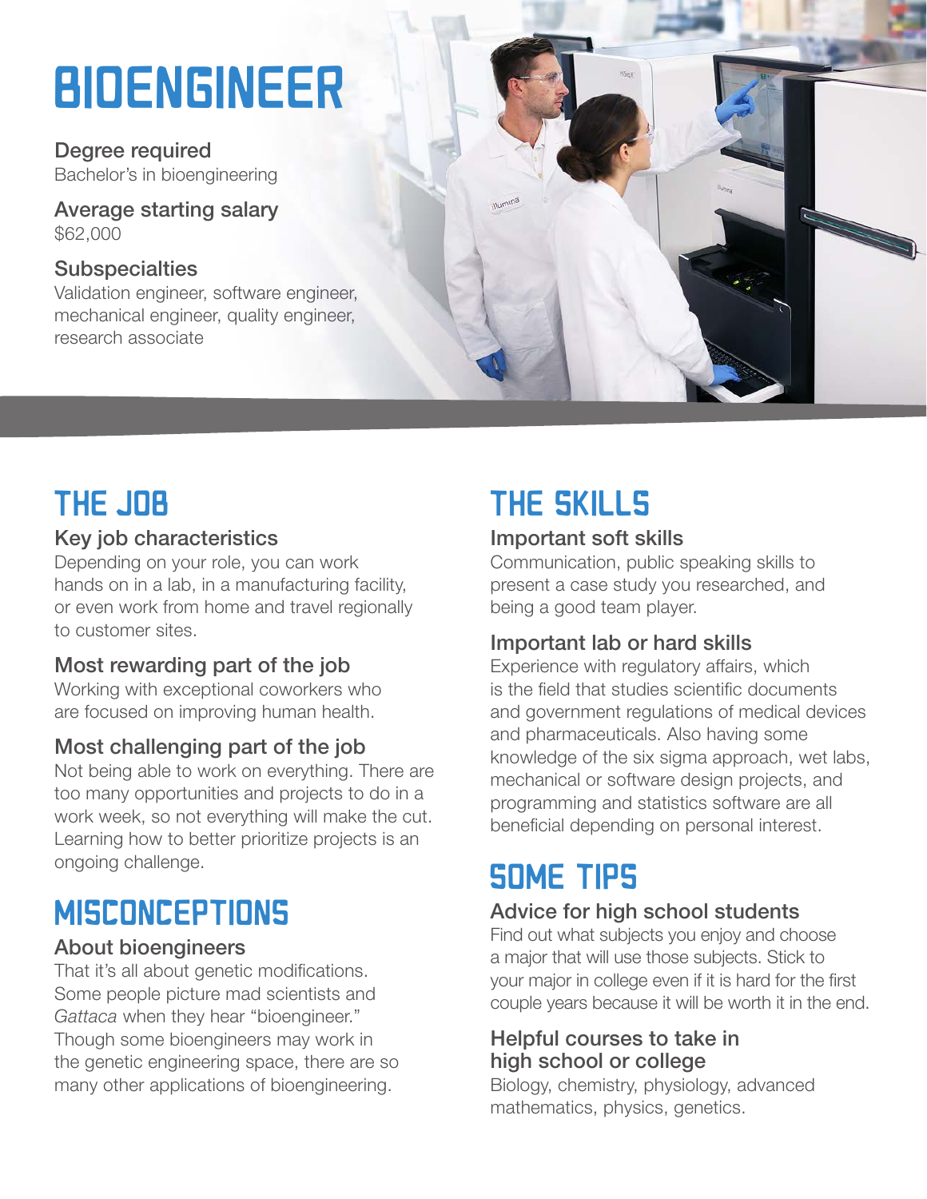# BIOENGINEER

### Degree required
Bachelor's in bioengineering

### Average starting salary
$62,000

### Subspecialties
Validation engineer, software engineer, mechanical engineer, quality engineer, research associate

## THE JOB

### Key job characteristics
Depending on your role, you can work hands on in a lab, in a manufacturing facility, or even work from home and travel regionally to customer sites.

### Most rewarding part of the job
Working with exceptional coworkers who are focused on improving human health.

### Most challenging part of the job
Not being able to work on everything. There are too many opportunities and projects to do in a work week, so not everything will make the cut. Learning how to better prioritize projects is an ongoing challenge.

## MISCONCEPTIONS

### About bioengineers
That it's all about genetic modifications. Some people picture mad scientists and *Gattaca* when they hear "bioengineer." Though some bioengineers may work in the genetic engineering space, there are so many other applications of bioengineering.

## THE SKILLS

### Important soft skills
Communication, public speaking skills to present a case study you researched, and being a good team player.

### Important lab or hard skills
Experience with regulatory affairs, which is the field that studies scientific documents and government regulations of medical devices and pharmaceuticals. Also having some knowledge of the six sigma approach, wet labs, mechanical or software design projects, and programming and statistics software are all beneficial depending on personal interest.

## SOME TIPS

### Advice for high school students
Find out what subjects you enjoy and choose a major that will use those subjects. Stick to your major in college even if it is hard for the first couple years because it will be worth it in the end.

### Helpful courses to take in high school or college
Biology, chemistry, physiology, advanced mathematics, physics, genetics.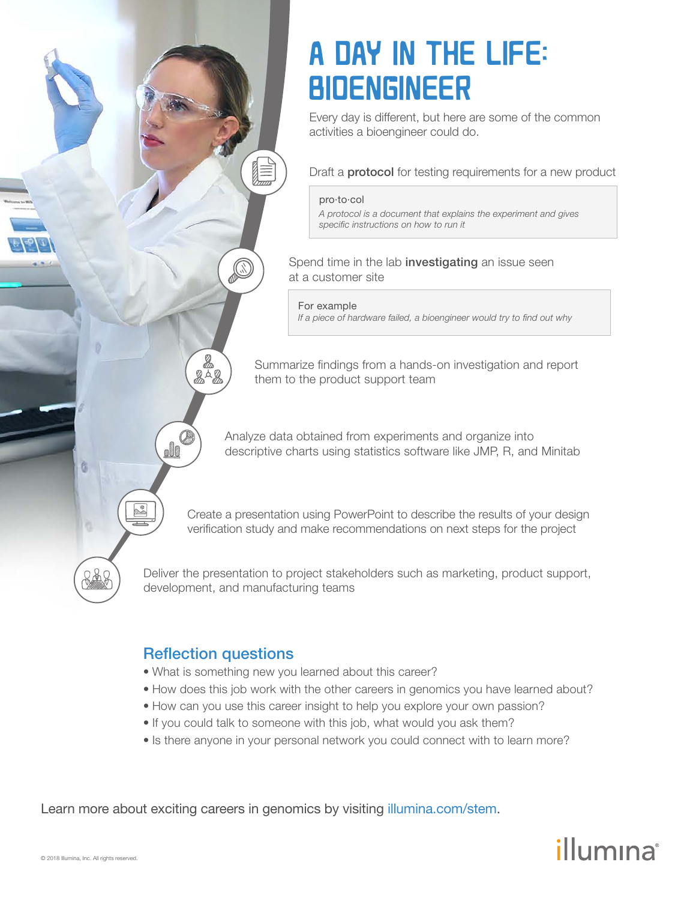# A DAY IN THE LIFE: BIOENGINEER

Every day is different, but here are some of the common activities a bioengineer could do.

Draft a **protocol** for testing requirements for a new product

> pro·to·col
> *A protocol is a document that explains the experiment and gives specific instructions on how to run it*

Spend time in the lab **investigating** an issue seen at a customer site

> For example
> *If a piece of hardware failed, a bioengineer would try to find out why*

Summarize findings from a hands-on investigation and report them to the product support team

Analyze data obtained from experiments and organize into descriptive charts using statistics software like JMP, R, and Minitab

Create a presentation using PowerPoint to describe the results of your design verification study and make recommendations on next steps for the project

Deliver the presentation to project stakeholders such as marketing, product support, development, and manufacturing teams

## Reflection questions

- What is something new you learned about this career?
- How does this job work with the other careers in genomics you have learned about?
- How can you use this career insight to help you explore your own passion?
- If you could talk to someone with this job, what would you ask them?
- Is there anyone in your personal network you could connect with to learn more?

Learn more about exciting careers in genomics by visiting illumina.com/stem.

illumina®

© 2018 Illumina, Inc. All rights reserved.